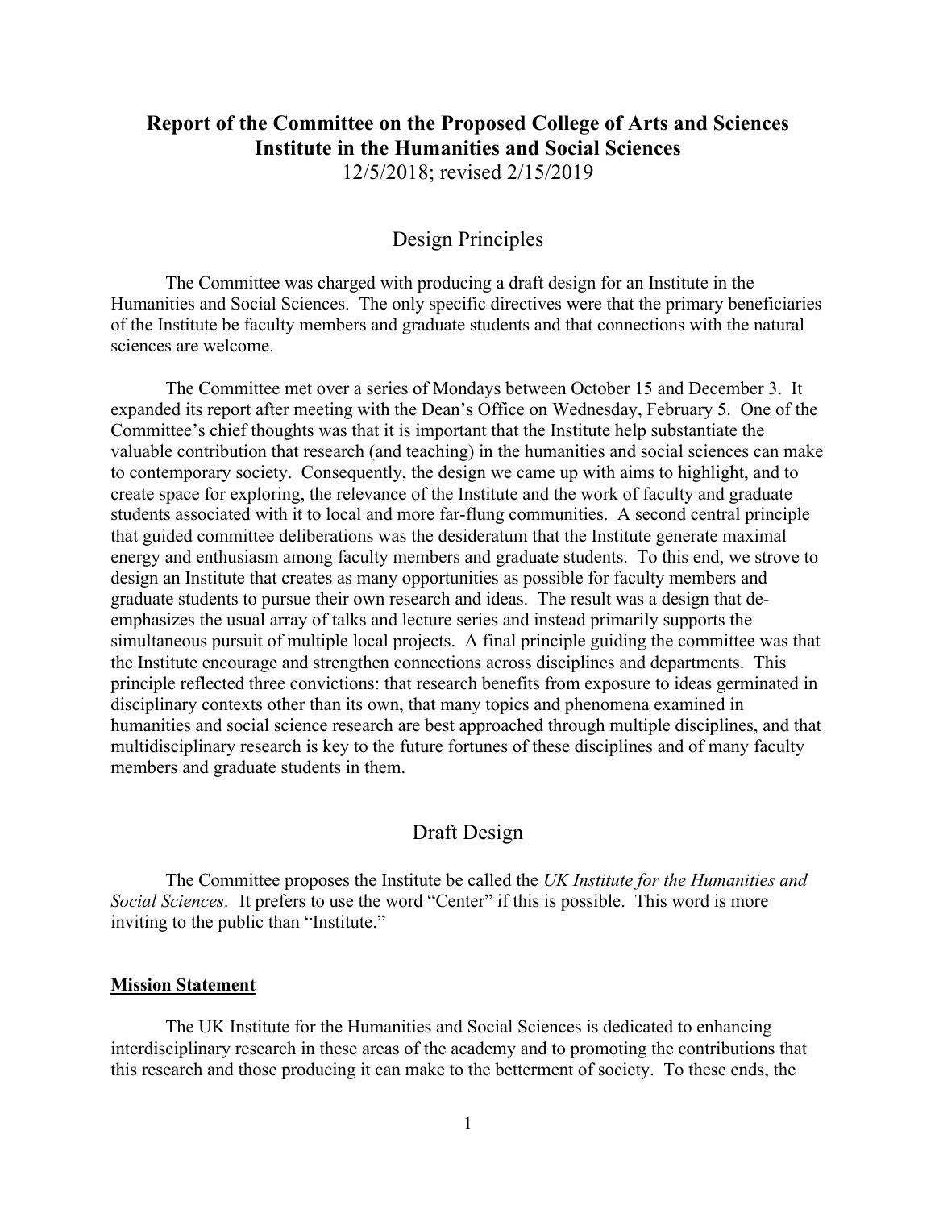# Report of the Committee on the Proposed College of Arts and Sciences Institute in the Humanities and Social Sciences

12/5/2018; revised 2/15/2019

## Design Principles

The Committee was charged with producing a draft design for an Institute in the Humanities and Social Sciences. The only specific directives were that the primary beneficiaries of the Institute be faculty members and graduate students and that connections with the natural sciences are welcome.

The Committee met over a series of Mondays between October 15 and December 3. It expanded its report after meeting with the Dean's Office on Wednesday, February 5. One of the Committee's chief thoughts was that it is important that the Institute help substantiate the valuable contribution that research (and teaching) in the humanities and social sciences can make to contemporary society. Consequently, the design we came up with aims to highlight, and to create space for exploring, the relevance of the Institute and the work of faculty and graduate students associated with it to local and more far-flung communities. A second central principle that guided committee deliberations was the desideratum that the Institute generate maximal energy and enthusiasm among faculty members and graduate students. To this end, we strove to design an Institute that creates as many opportunities as possible for faculty members and graduate students to pursue their own research and ideas. The result was a design that de-emphasizes the usual array of talks and lecture series and instead primarily supports the simultaneous pursuit of multiple local projects. A final principle guiding the committee was that the Institute encourage and strengthen connections across disciplines and departments. This principle reflected three convictions: that research benefits from exposure to ideas germinated in disciplinary contexts other than its own, that many topics and phenomena examined in humanities and social science research are best approached through multiple disciplines, and that multidisciplinary research is key to the future fortunes of these disciplines and of many faculty members and graduate students in them.

## Draft Design

The Committee proposes the Institute be called the *UK Institute for the Humanities and Social Sciences*. It prefers to use the word "Center" if this is possible. This word is more inviting to the public than "Institute."

**Mission Statement**

The UK Institute for the Humanities and Social Sciences is dedicated to enhancing interdisciplinary research in these areas of the academy and to promoting the contributions that this research and those producing it can make to the betterment of society. To these ends, the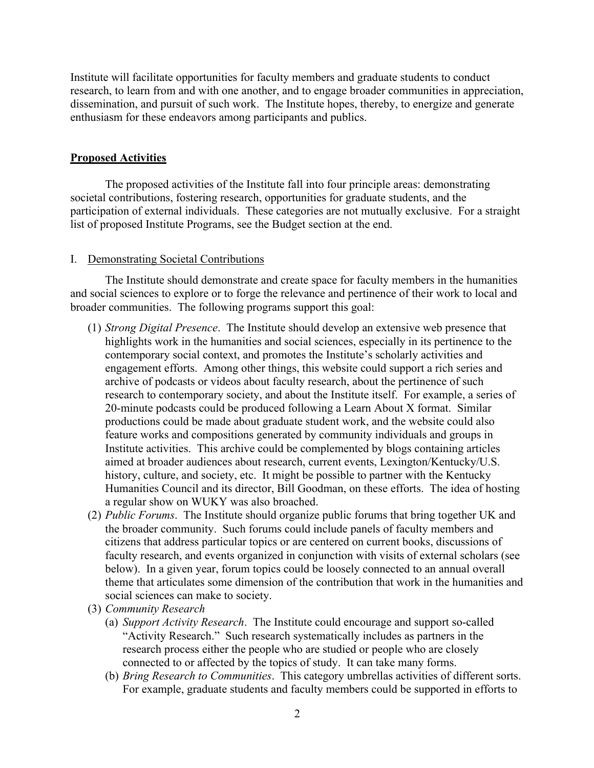Institute will facilitate opportunities for faculty members and graduate students to conduct research, to learn from and with one another, and to engage broader communities in appreciation, dissemination, and pursuit of such work. The Institute hopes, thereby, to energize and generate enthusiasm for these endeavors among participants and publics.

## Proposed Activities

The proposed activities of the Institute fall into four principle areas: demonstrating societal contributions, fostering research, opportunities for graduate students, and the participation of external individuals. These categories are not mutually exclusive. For a straight list of proposed Institute Programs, see the Budget section at the end.

### I. Demonstrating Societal Contributions

The Institute should demonstrate and create space for faculty members in the humanities and social sciences to explore or to forge the relevance and pertinence of their work to local and broader communities. The following programs support this goal:

(1) *Strong Digital Presence*. The Institute should develop an extensive web presence that highlights work in the humanities and social sciences, especially in its pertinence to the contemporary social context, and promotes the Institute's scholarly activities and engagement efforts. Among other things, this website could support a rich series and archive of podcasts or videos about faculty research, about the pertinence of such research to contemporary society, and about the Institute itself. For example, a series of 20-minute podcasts could be produced following a Learn About X format. Similar productions could be made about graduate student work, and the website could also feature works and compositions generated by community individuals and groups in Institute activities. This archive could be complemented by blogs containing articles aimed at broader audiences about research, current events, Lexington/Kentucky/U.S. history, culture, and society, etc. It might be possible to partner with the Kentucky Humanities Council and its director, Bill Goodman, on these efforts. The idea of hosting a regular show on WUKY was also broached.

(2) *Public Forums*. The Institute should organize public forums that bring together UK and the broader community. Such forums could include panels of faculty members and citizens that address particular topics or are centered on current books, discussions of faculty research, and events organized in conjunction with visits of external scholars (see below). In a given year, forum topics could be loosely connected to an annual overall theme that articulates some dimension of the contribution that work in the humanities and social sciences can make to society.

(3) *Community Research*

(a) *Support Activity Research*. The Institute could encourage and support so-called "Activity Research." Such research systematically includes as partners in the research process either the people who are studied or people who are closely connected to or affected by the topics of study. It can take many forms.

(b) *Bring Research to Communities*. This category umbrellas activities of different sorts. For example, graduate students and faculty members could be supported in efforts to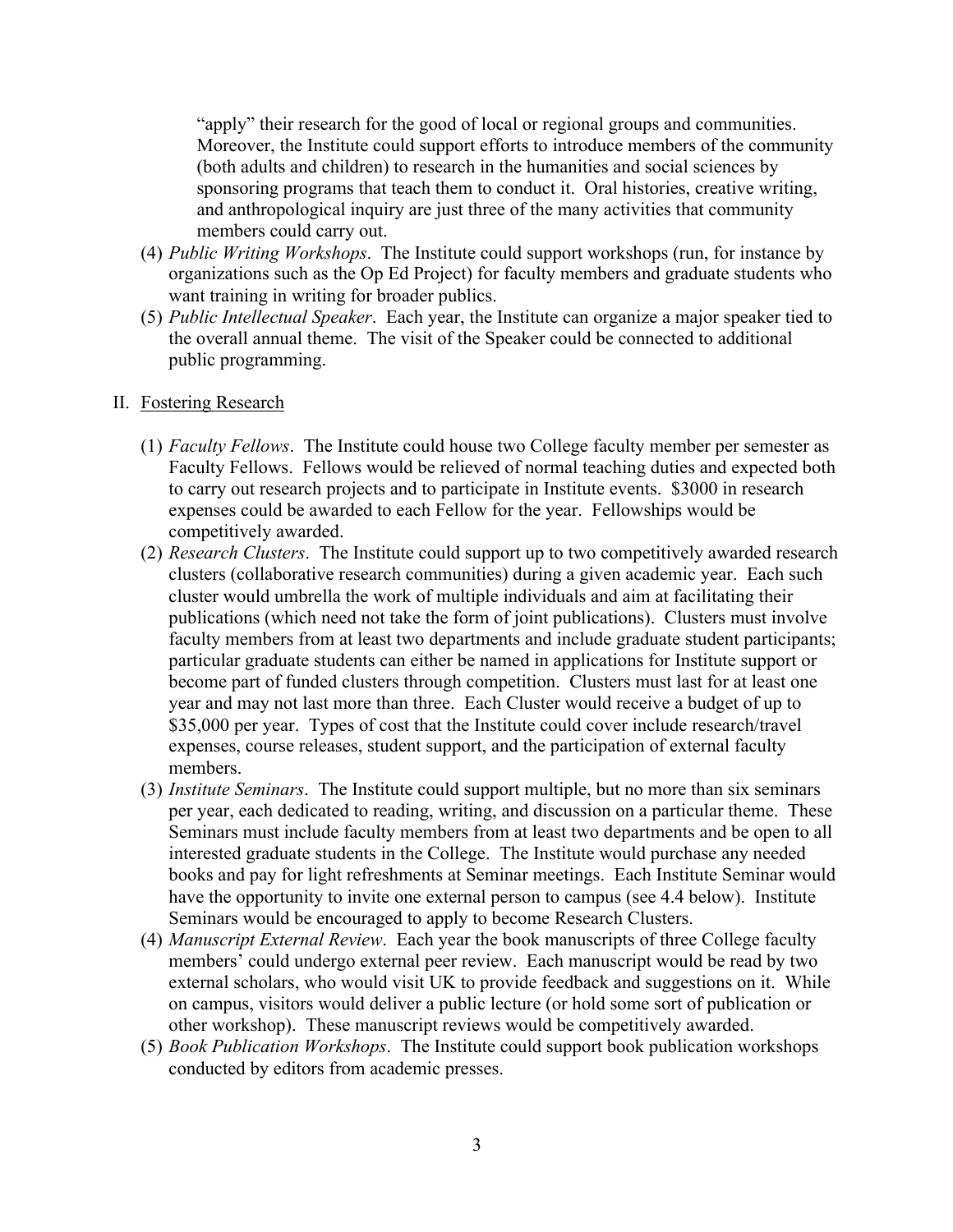"apply" their research for the good of local or regional groups and communities. Moreover, the Institute could support efforts to introduce members of the community (both adults and children) to research in the humanities and social sciences by sponsoring programs that teach them to conduct it. Oral histories, creative writing, and anthropological inquiry are just three of the many activities that community members could carry out.

(4) *Public Writing Workshops*. The Institute could support workshops (run, for instance by organizations such as the Op Ed Project) for faculty members and graduate students who want training in writing for broader publics.

(5) *Public Intellectual Speaker*. Each year, the Institute can organize a major speaker tied to the overall annual theme. The visit of the Speaker could be connected to additional public programming.

## II. Fostering Research

(1) *Faculty Fellows*. The Institute could house two College faculty member per semester as Faculty Fellows. Fellows would be relieved of normal teaching duties and expected both to carry out research projects and to participate in Institute events. $3000 in research expenses could be awarded to each Fellow for the year. Fellowships would be competitively awarded.

(2) *Research Clusters*. The Institute could support up to two competitively awarded research clusters (collaborative research communities) during a given academic year. Each such cluster would umbrella the work of multiple individuals and aim at facilitating their publications (which need not take the form of joint publications). Clusters must involve faculty members from at least two departments and include graduate student participants; particular graduate students can either be named in applications for Institute support or become part of funded clusters through competition. Clusters must last for at least one year and may not last more than three. Each Cluster would receive a budget of up to $35,000 per year. Types of cost that the Institute could cover include research/travel expenses, course releases, student support, and the participation of external faculty members.

(3) *Institute Seminars*. The Institute could support multiple, but no more than six seminars per year, each dedicated to reading, writing, and discussion on a particular theme. These Seminars must include faculty members from at least two departments and be open to all interested graduate students in the College. The Institute would purchase any needed books and pay for light refreshments at Seminar meetings. Each Institute Seminar would have the opportunity to invite one external person to campus (see 4.4 below). Institute Seminars would be encouraged to apply to become Research Clusters.

(4) *Manuscript External Review*. Each year the book manuscripts of three College faculty members' could undergo external peer review. Each manuscript would be read by two external scholars, who would visit UK to provide feedback and suggestions on it. While on campus, visitors would deliver a public lecture (or hold some sort of publication or other workshop). These manuscript reviews would be competitively awarded.

(5) *Book Publication Workshops*. The Institute could support book publication workshops conducted by editors from academic presses.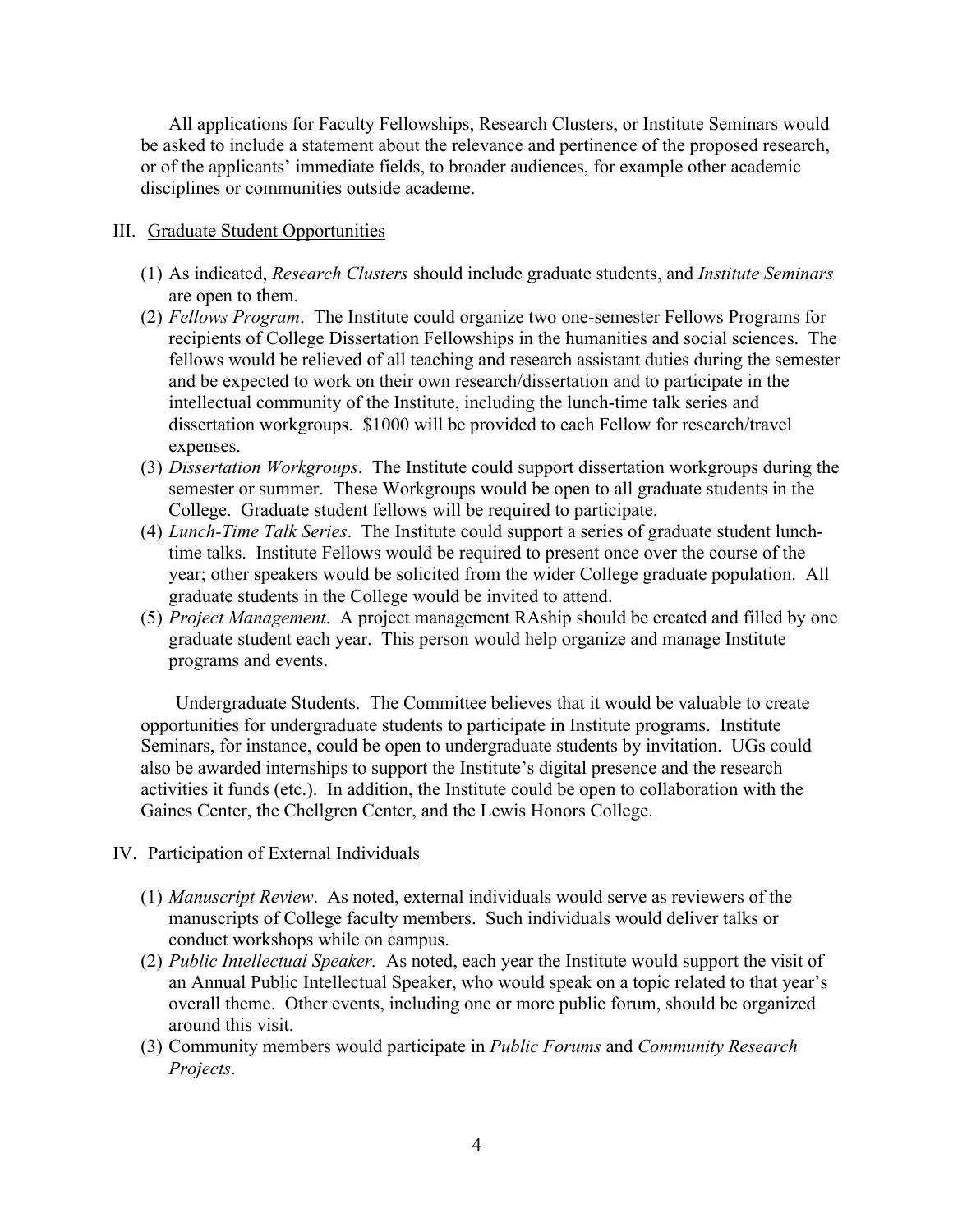All applications for Faculty Fellowships, Research Clusters, or Institute Seminars would be asked to include a statement about the relevance and pertinence of the proposed research, or of the applicants' immediate fields, to broader audiences, for example other academic disciplines or communities outside academe.

## III. <u>Graduate Student Opportunities</u>

(1) As indicated, *Research Clusters* should include graduate students, and *Institute Seminars* are open to them.
(2) *Fellows Program*. The Institute could organize two one-semester Fellows Programs for recipients of College Dissertation Fellowships in the humanities and social sciences. The fellows would be relieved of all teaching and research assistant duties during the semester and be expected to work on their own research/dissertation and to participate in the intellectual community of the Institute, including the lunch-time talk series and dissertation workgroups. $1000 will be provided to each Fellow for research/travel expenses.
(3) *Dissertation Workgroups*. The Institute could support dissertation workgroups during the semester or summer. These Workgroups would be open to all graduate students in the College. Graduate student fellows will be required to participate.
(4) *Lunch-Time Talk Series*. The Institute could support a series of graduate student lunch-time talks. Institute Fellows would be required to present once over the course of the year; other speakers would be solicited from the wider College graduate population. All graduate students in the College would be invited to attend.
(5) *Project Management*. A project management RAship should be created and filled by one graduate student each year. This person would help organize and manage Institute programs and events.

Undergraduate Students. The Committee believes that it would be valuable to create opportunities for undergraduate students to participate in Institute programs. Institute Seminars, for instance, could be open to undergraduate students by invitation. UGs could also be awarded internships to support the Institute's digital presence and the research activities it funds (etc.). In addition, the Institute could be open to collaboration with the Gaines Center, the Chellgren Center, and the Lewis Honors College.

## IV. <u>Participation of External Individuals</u>

(1) *Manuscript Review*. As noted, external individuals would serve as reviewers of the manuscripts of College faculty members. Such individuals would deliver talks or conduct workshops while on campus.
(2) *Public Intellectual Speaker.* As noted, each year the Institute would support the visit of an Annual Public Intellectual Speaker, who would speak on a topic related to that year's overall theme. Other events, including one or more public forum, should be organized around this visit.
(3) Community members would participate in *Public Forums* and *Community Research Projects*.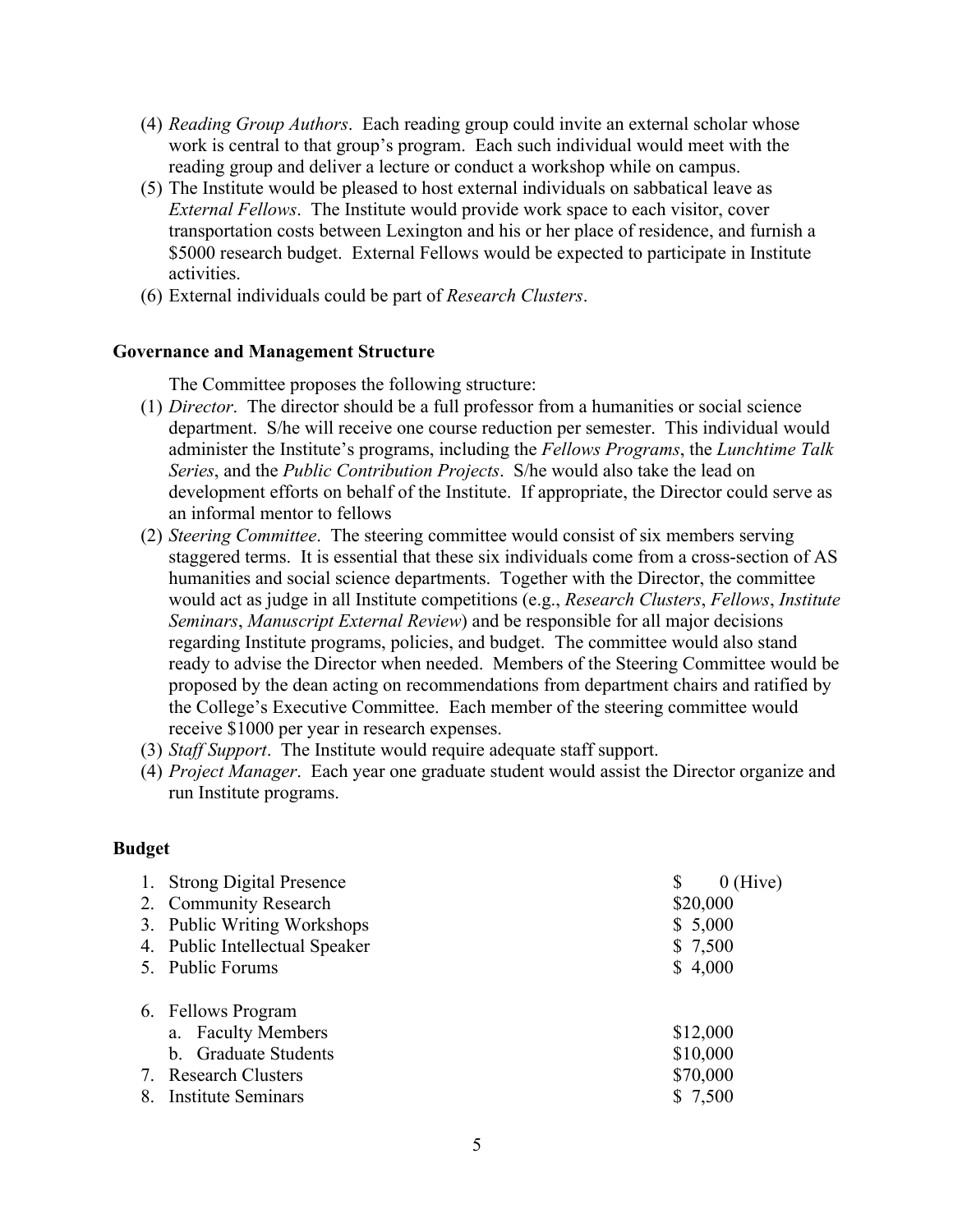(4) *Reading Group Authors*. Each reading group could invite an external scholar whose work is central to that group's program. Each such individual would meet with the reading group and deliver a lecture or conduct a workshop while on campus.

(5) The Institute would be pleased to host external individuals on sabbatical leave as *External Fellows*. The Institute would provide work space to each visitor, cover transportation costs between Lexington and his or her place of residence, and furnish a $5000 research budget. External Fellows would be expected to participate in Institute activities.

(6) External individuals could be part of *Research Clusters*.

### Governance and Management Structure

The Committee proposes the following structure:

(1) *Director*. The director should be a full professor from a humanities or social science department. S/he will receive one course reduction per semester. This individual would administer the Institute's programs, including the *Fellows Programs*, the *Lunchtime Talk Series*, and the *Public Contribution Projects*. S/he would also take the lead on development efforts on behalf of the Institute. If appropriate, the Director could serve as an informal mentor to fellows

(2) *Steering Committee*. The steering committee would consist of six members serving staggered terms. It is essential that these six individuals come from a cross-section of AS humanities and social science departments. Together with the Director, the committee would act as judge in all Institute competitions (e.g., *Research Clusters*, *Fellows*, *Institute Seminars*, *Manuscript External Review*) and be responsible for all major decisions regarding Institute programs, policies, and budget. The committee would also stand ready to advise the Director when needed. Members of the Steering Committee would be proposed by the dean acting on recommendations from department chairs and ratified by the College's Executive Committee. Each member of the steering committee would receive $1000 per year in research expenses.

(3) *Staff Support*. The Institute would require adequate staff support.

(4) *Project Manager*. Each year one graduate student would assist the Director organize and run Institute programs.

### Budget

| Item | Amount |
|---|---|
| 1. Strong Digital Presence | $ 0 (Hive) |
| 2. Community Research | $20,000 |
| 3. Public Writing Workshops | $ 5,000 |
| 4. Public Intellectual Speaker | $ 7,500 |
| 5. Public Forums | $ 4,000 |
| 6. Fellows Program | |
| a. Faculty Members | $12,000 |
| b. Graduate Students | $10,000 |
| 7. Research Clusters | $70,000 |
| 8. Institute Seminars | $ 7,500 |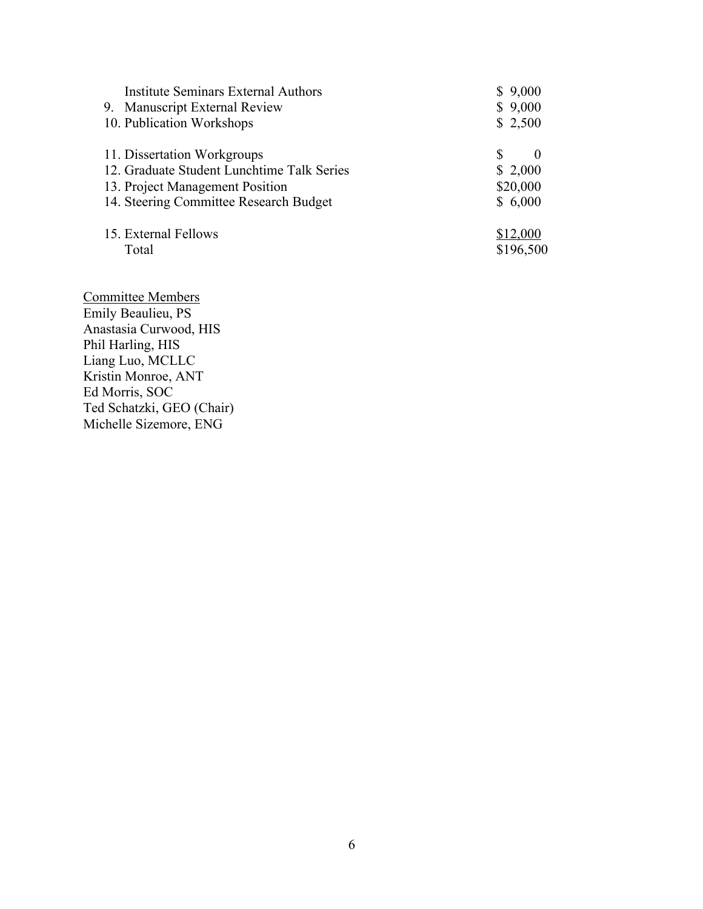| | |
|---|---|
| Institute Seminars External Authors | $ 9,000 |
| 9. Manuscript External Review | $ 9,000 |
| 10. Publication Workshops | $ 2,500 |
| 11. Dissertation Workgroups | $ 0 |
| 12. Graduate Student Lunchtime Talk Series | $ 2,000 |
| 13. Project Management Position | $20,000 |
| 14. Steering Committee Research Budget | $ 6,000 |
| 15. External Fellows | $12,000 |
| Total | $196,500 |

<u>Committee Members</u>
Emily Beaulieu, PS
Anastasia Curwood, HIS
Phil Harling, HIS
Liang Luo, MCLLC
Kristin Monroe, ANT
Ed Morris, SOC
Ted Schatzki, GEO (Chair)
Michelle Sizemore, ENG